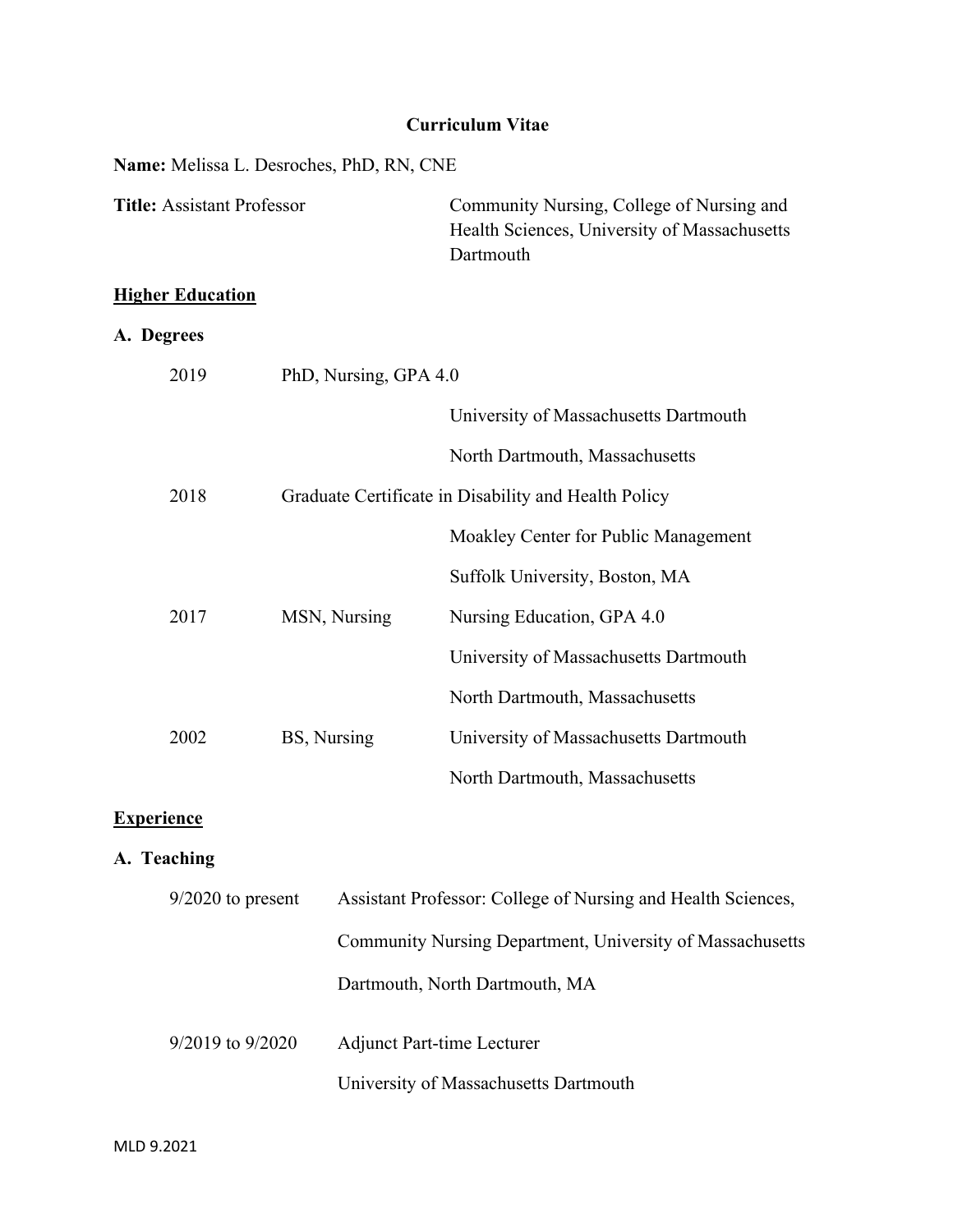# Curriculum Vitae

**Name:** Melissa L. Desroches, PhD, RN, CNE

**Title:** Assistant Professor — Community Nursing, College of Nursing and Health Sciences, University of Massachusetts Dartmouth

## Higher Education

### A. Degrees

| | | |
|---|---|---|
| 2019 | PhD, Nursing, GPA 4.0 | |
| | | University of Massachusetts Dartmouth |
| | | North Dartmouth, Massachusetts |
| 2018 | Graduate Certificate in Disability and Health Policy | |
| | | Moakley Center for Public Management |
| | | Suffolk University, Boston, MA |
| 2017 | MSN, Nursing | Nursing Education, GPA 4.0 |
| | | University of Massachusetts Dartmouth |
| | | North Dartmouth, Massachusetts |
| 2002 | BS, Nursing | University of Massachusetts Dartmouth |
| | | North Dartmouth, Massachusetts |

## Experience

### A. Teaching

9/2020 to present — Assistant Professor: College of Nursing and Health Sciences, Community Nursing Department, University of Massachusetts Dartmouth, North Dartmouth, MA

9/2019 to 9/2020 — Adjunct Part-time Lecturer
University of Massachusetts Dartmouth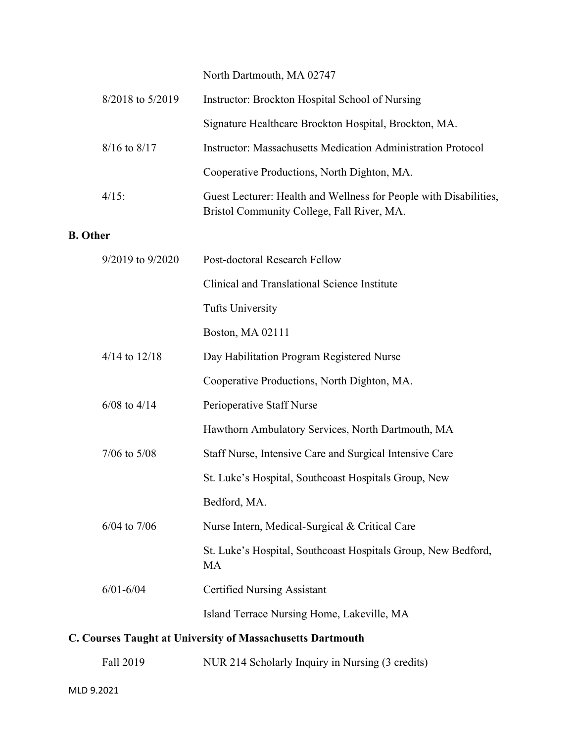North Dartmouth, MA 02747

| | |
|---|---|
| 8/2018 to 5/2019 | Instructor: Brockton Hospital School of Nursing<br>Signature Healthcare Brockton Hospital, Brockton, MA. |
| 8/16 to 8/17 | Instructor: Massachusetts Medication Administration Protocol<br>Cooperative Productions, North Dighton, MA. |
| 4/15: | Guest Lecturer: Health and Wellness for People with Disabilities, Bristol Community College, Fall River, MA. |

**B. Other**

| | |
|---|---|
| 9/2019 to 9/2020 | Post-doctoral Research Fellow<br>Clinical and Translational Science Institute<br>Tufts University<br>Boston, MA 02111 |
| 4/14 to 12/18 | Day Habilitation Program Registered Nurse<br>Cooperative Productions, North Dighton, MA. |
| 6/08 to 4/14 | Perioperative Staff Nurse<br>Hawthorn Ambulatory Services, North Dartmouth, MA |
| 7/06 to 5/08 | Staff Nurse, Intensive Care and Surgical Intensive Care<br>St. Luke's Hospital, Southcoast Hospitals Group, New Bedford, MA. |
| 6/04 to 7/06 | Nurse Intern, Medical-Surgical & Critical Care<br>St. Luke's Hospital, Southcoast Hospitals Group, New Bedford, MA |
| 6/01-6/04 | Certified Nursing Assistant<br>Island Terrace Nursing Home, Lakeville, MA |

**C. Courses Taught at University of Massachusetts Dartmouth**

| | |
|---|---|
| Fall 2019 | NUR 214 Scholarly Inquiry in Nursing (3 credits) |

MLD 9.2021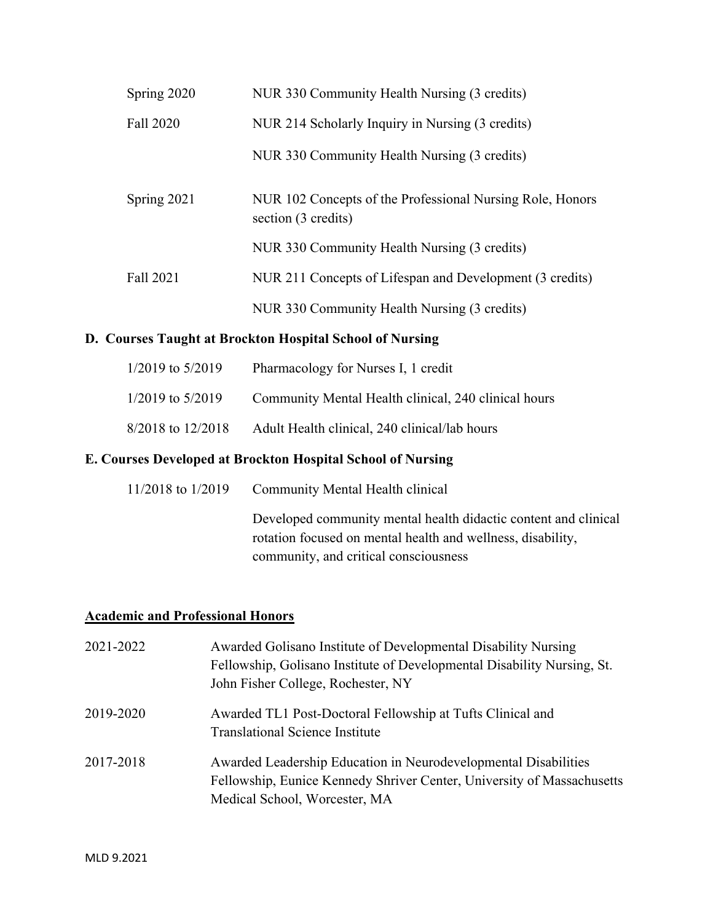| | |
|---|---|
| Spring 2020 | NUR 330 Community Health Nursing (3 credits) |
| Fall 2020 | NUR 214 Scholarly Inquiry in Nursing (3 credits) |
| | NUR 330 Community Health Nursing (3 credits) |
| Spring 2021 | NUR 102 Concepts of the Professional Nursing Role, Honors section (3 credits) |
| | NUR 330 Community Health Nursing (3 credits) |
| Fall 2021 | NUR 211 Concepts of Lifespan and Development (3 credits) |
| | NUR 330 Community Health Nursing (3 credits) |

### D. Courses Taught at Brockton Hospital School of Nursing

| | |
|---|---|
| 1/2019 to 5/2019 | Pharmacology for Nurses I, 1 credit |
| 1/2019 to 5/2019 | Community Mental Health clinical, 240 clinical hours |
| 8/2018 to 12/2018 | Adult Health clinical, 240 clinical/lab hours |

### E. Courses Developed at Brockton Hospital School of Nursing

| | |
|---|---|
| 11/2018 to 1/2019 | Community Mental Health clinical<br><br>Developed community mental health didactic content and clinical rotation focused on mental health and wellness, disability, community, and critical consciousness |

## Academic and Professional Honors

| | |
|---|---|
| 2021-2022 | Awarded Golisano Institute of Developmental Disability Nursing Fellowship, Golisano Institute of Developmental Disability Nursing, St. John Fisher College, Rochester, NY |
| 2019-2020 | Awarded TL1 Post-Doctoral Fellowship at Tufts Clinical and Translational Science Institute |
| 2017-2018 | Awarded Leadership Education in Neurodevelopmental Disabilities Fellowship, Eunice Kennedy Shriver Center, University of Massachusetts Medical School, Worcester, MA |

MLD 9.2021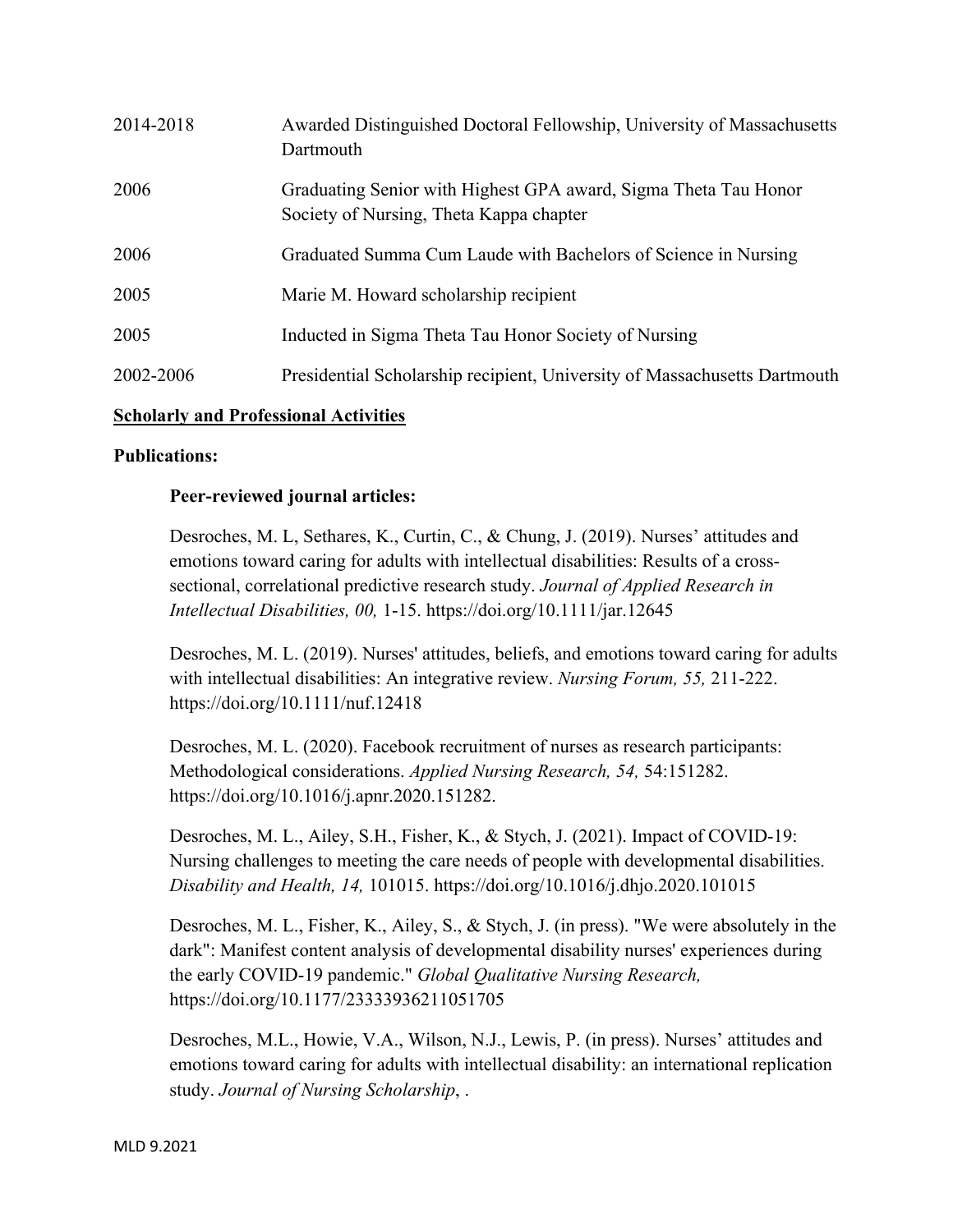| | |
|---|---|
| 2014-2018 | Awarded Distinguished Doctoral Fellowship, University of Massachusetts Dartmouth |
| 2006 | Graduating Senior with Highest GPA award, Sigma Theta Tau Honor Society of Nursing, Theta Kappa chapter |
| 2006 | Graduated Summa Cum Laude with Bachelors of Science in Nursing |
| 2005 | Marie M. Howard scholarship recipient |
| 2005 | Inducted in Sigma Theta Tau Honor Society of Nursing |
| 2002-2006 | Presidential Scholarship recipient, University of Massachusetts Dartmouth |

## Scholarly and Professional Activities

**Publications:**

**Peer-reviewed journal articles:**

Desroches, M. L, Sethares, K., Curtin, C., & Chung, J. (2019). Nurses' attitudes and emotions toward caring for adults with intellectual disabilities: Results of a cross-sectional, correlational predictive research study. *Journal of Applied Research in Intellectual Disabilities, 00,* 1-15. https://doi.org/10.1111/jar.12645

Desroches, M. L. (2019). Nurses' attitudes, beliefs, and emotions toward caring for adults with intellectual disabilities: An integrative review. *Nursing Forum, 55,* 211-222. https://doi.org/10.1111/nuf.12418

Desroches, M. L. (2020). Facebook recruitment of nurses as research participants: Methodological considerations. *Applied Nursing Research, 54,* 54:151282. https://doi.org/10.1016/j.apnr.2020.151282.

Desroches, M. L., Ailey, S.H., Fisher, K., & Stych, J. (2021). Impact of COVID-19: Nursing challenges to meeting the care needs of people with developmental disabilities. *Disability and Health, 14,* 101015. https://doi.org/10.1016/j.dhjo.2020.101015

Desroches, M. L., Fisher, K., Ailey, S., & Stych, J. (in press). "We were absolutely in the dark": Manifest content analysis of developmental disability nurses' experiences during the early COVID-19 pandemic." *Global Qualitative Nursing Research,* https://doi.org/10.1177/23333936211051705

Desroches, M.L., Howie, V.A., Wilson, N.J., Lewis, P. (in press). Nurses' attitudes and emotions toward caring for adults with intellectual disability: an international replication study. *Journal of Nursing Scholarship*, .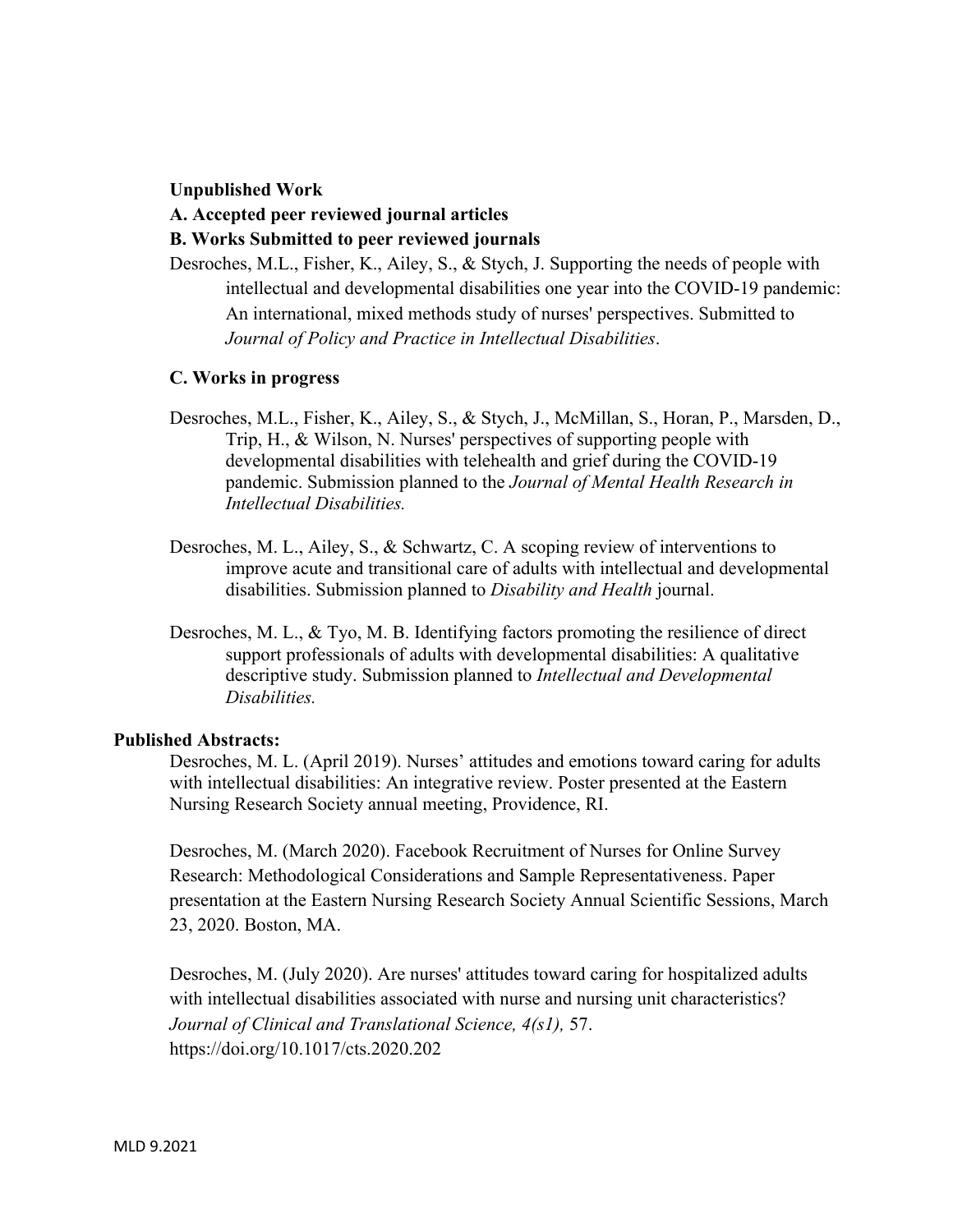**Unpublished Work**

**A. Accepted peer reviewed journal articles**

**B. Works Submitted to peer reviewed journals**

Desroches, M.L., Fisher, K., Ailey, S., & Stych, J. Supporting the needs of people with intellectual and developmental disabilities one year into the COVID-19 pandemic: An international, mixed methods study of nurses' perspectives. Submitted to *Journal of Policy and Practice in Intellectual Disabilities*.

**C. Works in progress**

Desroches, M.L., Fisher, K., Ailey, S., & Stych, J., McMillan, S., Horan, P., Marsden, D., Trip, H., & Wilson, N. Nurses' perspectives of supporting people with developmental disabilities with telehealth and grief during the COVID-19 pandemic. Submission planned to the *Journal of Mental Health Research in Intellectual Disabilities.*

Desroches, M. L., Ailey, S., & Schwartz, C. A scoping review of interventions to improve acute and transitional care of adults with intellectual and developmental disabilities. Submission planned to *Disability and Health* journal.

Desroches, M. L., & Tyo, M. B. Identifying factors promoting the resilience of direct support professionals of adults with developmental disabilities: A qualitative descriptive study. Submission planned to *Intellectual and Developmental Disabilities.*

**Published Abstracts:**

Desroches, M. L. (April 2019). Nurses' attitudes and emotions toward caring for adults with intellectual disabilities: An integrative review. Poster presented at the Eastern Nursing Research Society annual meeting, Providence, RI.

Desroches, M. (March 2020). Facebook Recruitment of Nurses for Online Survey Research: Methodological Considerations and Sample Representativeness. Paper presentation at the Eastern Nursing Research Society Annual Scientific Sessions, March 23, 2020. Boston, MA.

Desroches, M. (July 2020). Are nurses' attitudes toward caring for hospitalized adults with intellectual disabilities associated with nurse and nursing unit characteristics? *Journal of Clinical and Translational Science, 4(s1),* 57. https://doi.org/10.1017/cts.2020.202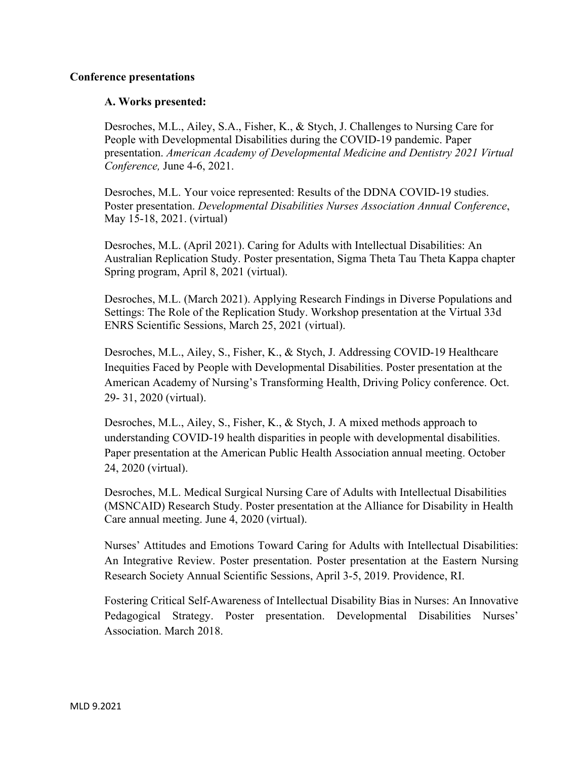**Conference presentations**

**A. Works presented:**

Desroches, M.L., Ailey, S.A., Fisher, K., & Stych, J. Challenges to Nursing Care for People with Developmental Disabilities during the COVID-19 pandemic. Paper presentation. *American Academy of Developmental Medicine and Dentistry 2021 Virtual Conference,* June 4-6, 2021.

Desroches, M.L. Your voice represented: Results of the DDNA COVID-19 studies. Poster presentation. *Developmental Disabilities Nurses Association Annual Conference*, May 15-18, 2021. (virtual)

Desroches, M.L. (April 2021). Caring for Adults with Intellectual Disabilities: An Australian Replication Study. Poster presentation, Sigma Theta Tau Theta Kappa chapter Spring program, April 8, 2021 (virtual).

Desroches, M.L. (March 2021). Applying Research Findings in Diverse Populations and Settings: The Role of the Replication Study. Workshop presentation at the Virtual 33d ENRS Scientific Sessions, March 25, 2021 (virtual).

Desroches, M.L., Ailey, S., Fisher, K., & Stych, J. Addressing COVID-19 Healthcare Inequities Faced by People with Developmental Disabilities. Poster presentation at the American Academy of Nursing's Transforming Health, Driving Policy conference. Oct. 29- 31, 2020 (virtual).

Desroches, M.L., Ailey, S., Fisher, K., & Stych, J. A mixed methods approach to understanding COVID-19 health disparities in people with developmental disabilities. Paper presentation at the American Public Health Association annual meeting. October 24, 2020 (virtual).

Desroches, M.L. Medical Surgical Nursing Care of Adults with Intellectual Disabilities (MSNCAID) Research Study. Poster presentation at the Alliance for Disability in Health Care annual meeting. June 4, 2020 (virtual).

Nurses' Attitudes and Emotions Toward Caring for Adults with Intellectual Disabilities: An Integrative Review. Poster presentation. Poster presentation at the Eastern Nursing Research Society Annual Scientific Sessions, April 3-5, 2019. Providence, RI.

Fostering Critical Self-Awareness of Intellectual Disability Bias in Nurses: An Innovative Pedagogical Strategy. Poster presentation. Developmental Disabilities Nurses' Association. March 2018.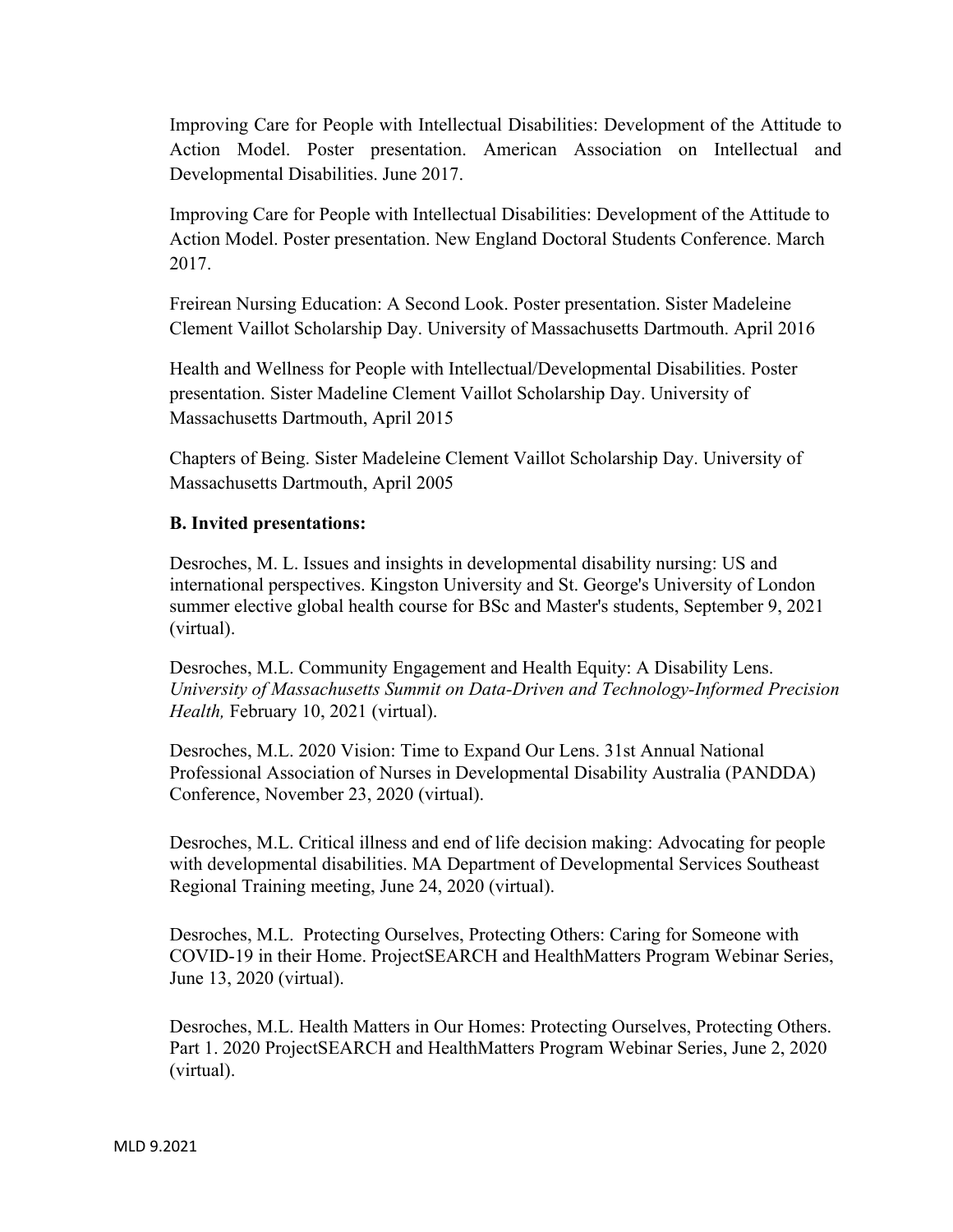Improving Care for People with Intellectual Disabilities: Development of the Attitude to Action Model. Poster presentation. American Association on Intellectual and Developmental Disabilities. June 2017.

Improving Care for People with Intellectual Disabilities: Development of the Attitude to Action Model. Poster presentation. New England Doctoral Students Conference. March 2017.

Freirean Nursing Education: A Second Look. Poster presentation. Sister Madeleine Clement Vaillot Scholarship Day. University of Massachusetts Dartmouth. April 2016

Health and Wellness for People with Intellectual/Developmental Disabilities. Poster presentation. Sister Madeline Clement Vaillot Scholarship Day. University of Massachusetts Dartmouth, April 2015

Chapters of Being. Sister Madeleine Clement Vaillot Scholarship Day. University of Massachusetts Dartmouth, April 2005

**B. Invited presentations:**

Desroches, M. L. Issues and insights in developmental disability nursing: US and international perspectives. Kingston University and St. George's University of London summer elective global health course for BSc and Master's students, September 9, 2021 (virtual).

Desroches, M.L. Community Engagement and Health Equity: A Disability Lens. *University of Massachusetts Summit on Data-Driven and Technology-Informed Precision Health,* February 10, 2021 (virtual).

Desroches, M.L. 2020 Vision: Time to Expand Our Lens. 31st Annual National Professional Association of Nurses in Developmental Disability Australia (PANDDA) Conference, November 23, 2020 (virtual).

Desroches, M.L. Critical illness and end of life decision making: Advocating for people with developmental disabilities. MA Department of Developmental Services Southeast Regional Training meeting, June 24, 2020 (virtual).

Desroches, M.L. Protecting Ourselves, Protecting Others: Caring for Someone with COVID-19 in their Home. ProjectSEARCH and HealthMatters Program Webinar Series, June 13, 2020 (virtual).

Desroches, M.L. Health Matters in Our Homes: Protecting Ourselves, Protecting Others. Part 1. 2020 ProjectSEARCH and HealthMatters Program Webinar Series, June 2, 2020 (virtual).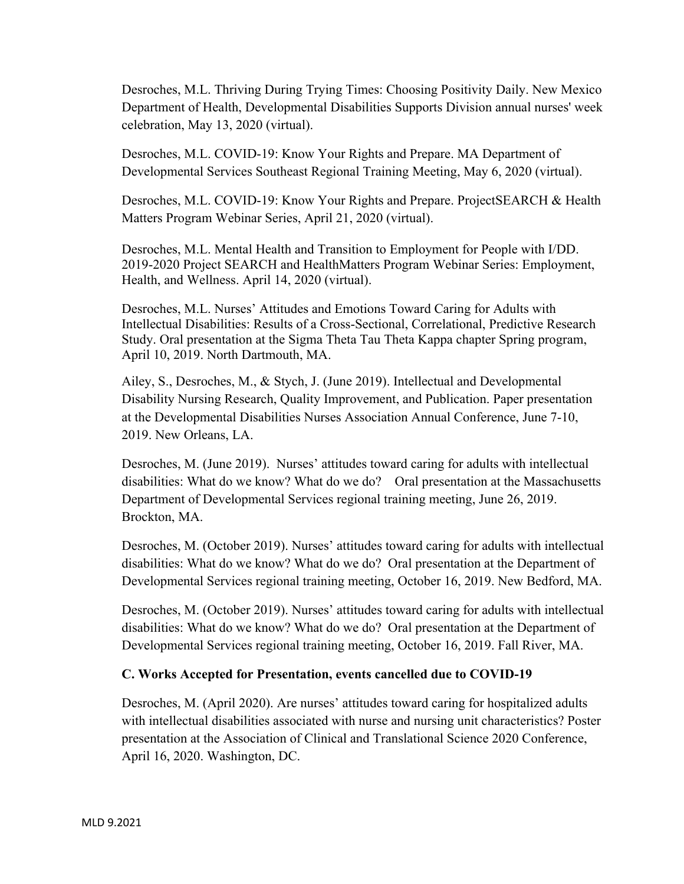Desroches, M.L. Thriving During Trying Times: Choosing Positivity Daily. New Mexico Department of Health, Developmental Disabilities Supports Division annual nurses' week celebration, May 13, 2020 (virtual).

Desroches, M.L. COVID-19: Know Your Rights and Prepare. MA Department of Developmental Services Southeast Regional Training Meeting, May 6, 2020 (virtual).

Desroches, M.L. COVID-19: Know Your Rights and Prepare. ProjectSEARCH & Health Matters Program Webinar Series, April 21, 2020 (virtual).

Desroches, M.L. Mental Health and Transition to Employment for People with I/DD. 2019-2020 Project SEARCH and HealthMatters Program Webinar Series: Employment, Health, and Wellness. April 14, 2020 (virtual).

Desroches, M.L. Nurses' Attitudes and Emotions Toward Caring for Adults with Intellectual Disabilities: Results of a Cross-Sectional, Correlational, Predictive Research Study. Oral presentation at the Sigma Theta Tau Theta Kappa chapter Spring program, April 10, 2019. North Dartmouth, MA.

Ailey, S., Desroches, M., & Stych, J. (June 2019). Intellectual and Developmental Disability Nursing Research, Quality Improvement, and Publication. Paper presentation at the Developmental Disabilities Nurses Association Annual Conference, June 7-10, 2019. New Orleans, LA.

Desroches, M. (June 2019). Nurses' attitudes toward caring for adults with intellectual disabilities: What do we know? What do we do? Oral presentation at the Massachusetts Department of Developmental Services regional training meeting, June 26, 2019. Brockton, MA.

Desroches, M. (October 2019). Nurses' attitudes toward caring for adults with intellectual disabilities: What do we know? What do we do? Oral presentation at the Department of Developmental Services regional training meeting, October 16, 2019. New Bedford, MA.

Desroches, M. (October 2019). Nurses' attitudes toward caring for adults with intellectual disabilities: What do we know? What do we do? Oral presentation at the Department of Developmental Services regional training meeting, October 16, 2019. Fall River, MA.

**C. Works Accepted for Presentation, events cancelled due to COVID-19**

Desroches, M. (April 2020). Are nurses' attitudes toward caring for hospitalized adults with intellectual disabilities associated with nurse and nursing unit characteristics? Poster presentation at the Association of Clinical and Translational Science 2020 Conference, April 16, 2020. Washington, DC.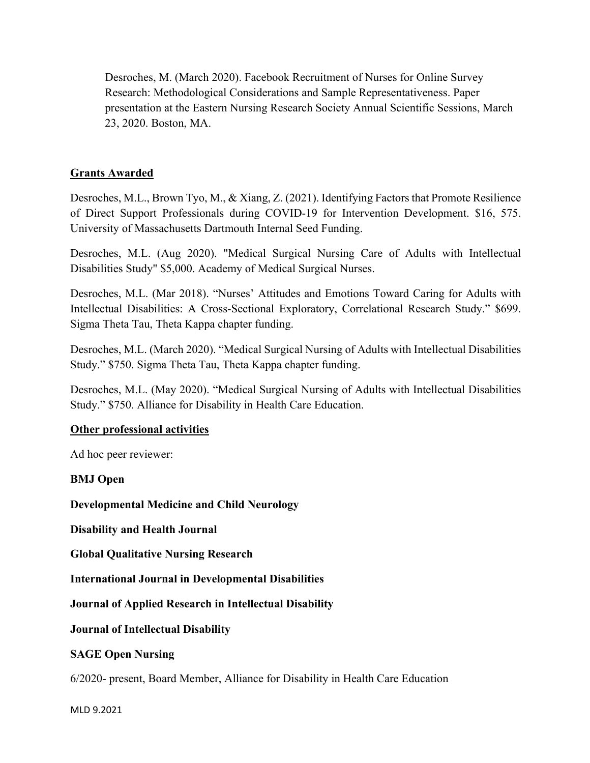Desroches, M. (March 2020). Facebook Recruitment of Nurses for Online Survey Research: Methodological Considerations and Sample Representativeness. Paper presentation at the Eastern Nursing Research Society Annual Scientific Sessions, March 23, 2020. Boston, MA.

## Grants Awarded

Desroches, M.L., Brown Tyo, M., & Xiang, Z. (2021). Identifying Factors that Promote Resilience of Direct Support Professionals during COVID-19 for Intervention Development. $16, 575. University of Massachusetts Dartmouth Internal Seed Funding.

Desroches, M.L. (Aug 2020). "Medical Surgical Nursing Care of Adults with Intellectual Disabilities Study" $5,000. Academy of Medical Surgical Nurses.

Desroches, M.L. (Mar 2018). "Nurses' Attitudes and Emotions Toward Caring for Adults with Intellectual Disabilities: A Cross-Sectional Exploratory, Correlational Research Study." $699. Sigma Theta Tau, Theta Kappa chapter funding.

Desroches, M.L. (March 2020). "Medical Surgical Nursing of Adults with Intellectual Disabilities Study." $750. Sigma Theta Tau, Theta Kappa chapter funding.

Desroches, M.L. (May 2020). "Medical Surgical Nursing of Adults with Intellectual Disabilities Study." $750. Alliance for Disability in Health Care Education.

## Other professional activities

Ad hoc peer reviewer:

**BMJ Open**

**Developmental Medicine and Child Neurology**

**Disability and Health Journal**

**Global Qualitative Nursing Research**

**International Journal in Developmental Disabilities**

**Journal of Applied Research in Intellectual Disability**

**Journal of Intellectual Disability**

**SAGE Open Nursing**

6/2020- present, Board Member, Alliance for Disability in Health Care Education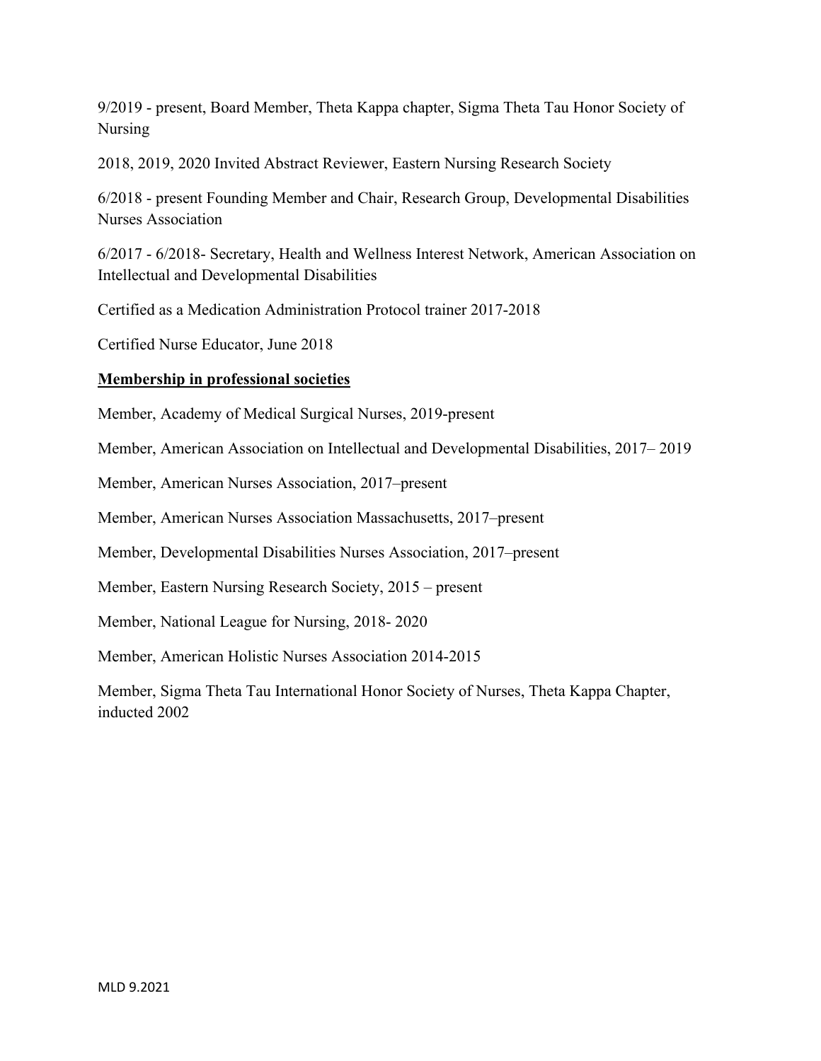9/2019 - present, Board Member, Theta Kappa chapter, Sigma Theta Tau Honor Society of Nursing

2018, 2019, 2020 Invited Abstract Reviewer, Eastern Nursing Research Society

6/2018 - present Founding Member and Chair, Research Group, Developmental Disabilities Nurses Association

6/2017 - 6/2018- Secretary, Health and Wellness Interest Network, American Association on Intellectual and Developmental Disabilities

Certified as a Medication Administration Protocol trainer 2017-2018

Certified Nurse Educator, June 2018

**Membership in professional societies**

Member, Academy of Medical Surgical Nurses, 2019-present

Member, American Association on Intellectual and Developmental Disabilities, 2017– 2019

Member, American Nurses Association, 2017–present

Member, American Nurses Association Massachusetts, 2017–present

Member, Developmental Disabilities Nurses Association, 2017–present

Member, Eastern Nursing Research Society, 2015 – present

Member, National League for Nursing, 2018- 2020

Member, American Holistic Nurses Association 2014-2015

Member, Sigma Theta Tau International Honor Society of Nurses, Theta Kappa Chapter, inducted 2002